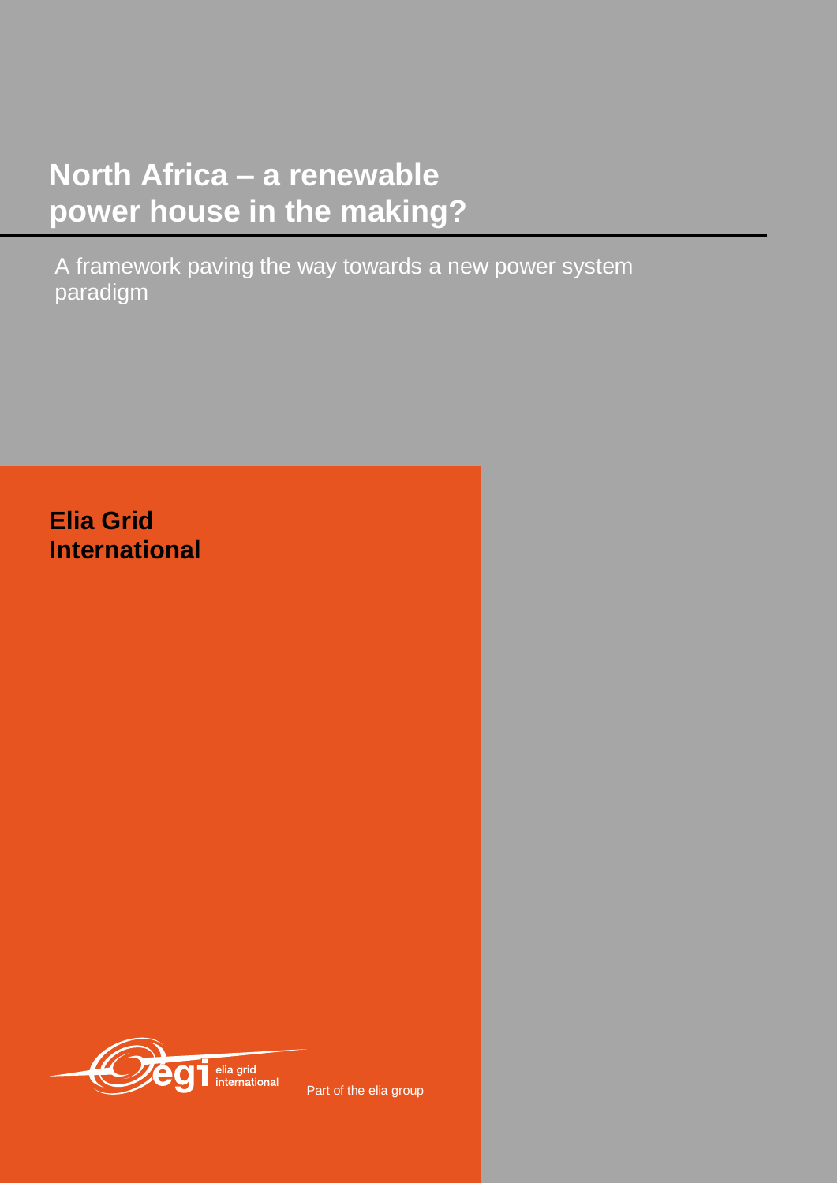# North Africa – a renewable power house in the making?

A framework paving the way towards a new power system paradigm

**Elia Grid International**

elia grid international

Part of the elia group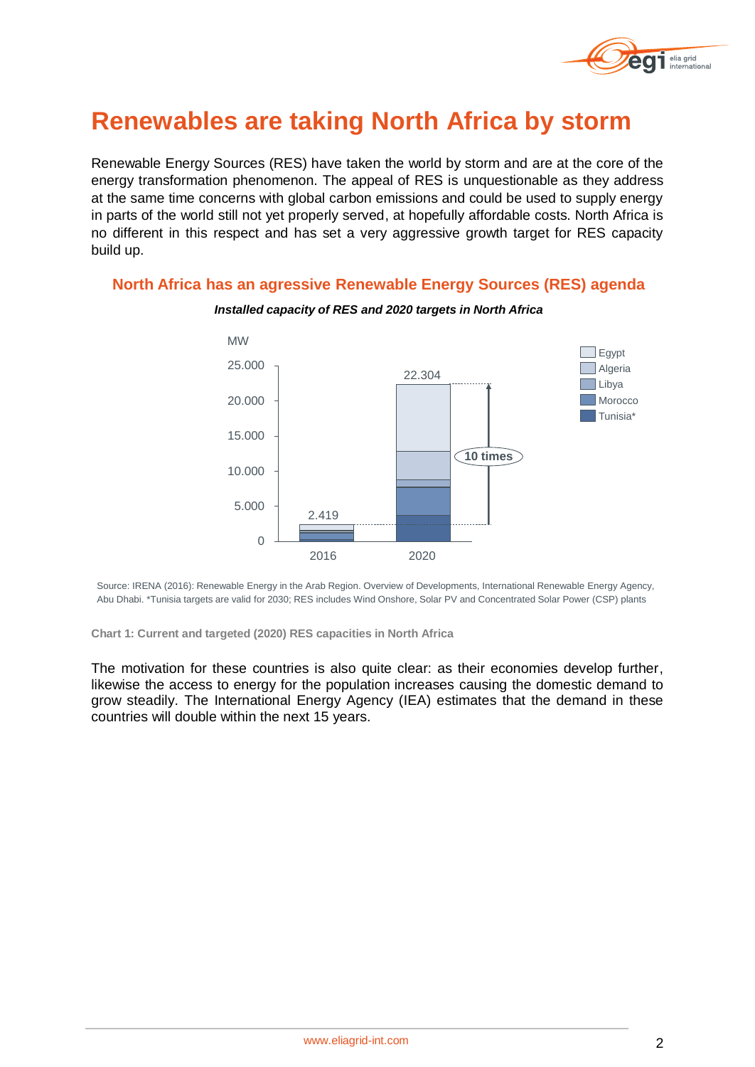# Renewables are taking North Africa by storm

Renewable Energy Sources (RES) have taken the world by storm and are at the core of the energy transformation phenomenon. The appeal of RES is unquestionable as they address at the same time concerns with global carbon emissions and could be used to supply energy in parts of the world still not yet properly served, at hopefully affordable costs. North Africa is no different in this respect and has set a very aggressive growth target for RES capacity build up.

## North Africa has an agressive Renewable Energy Sources (RES) agenda

***Installed capacity of RES and 2020 targets in North Africa***

MW

| | 2016 | 2020 |
|---|---|---|
| Total | 2.419 | 22.304 |

Legend: Egypt, Algeria, Libya, Morocco, Tunisia*

10 times

Source: IRENA (2016): Renewable Energy in the Arab Region. Overview of Developments, International Renewable Energy Agency, Abu Dhabi. *Tunisia targets are valid for 2030; RES includes Wind Onshore, Solar PV and Concentrated Solar Power (CSP) plants

**Chart 1: Current and targeted (2020) RES capacities in North Africa**

The motivation for these countries is also quite clear: as their economies develop further, likewise the access to energy for the population increases causing the domestic demand to grow steadily. The International Energy Agency (IEA) estimates that the demand in these countries will double within the next 15 years.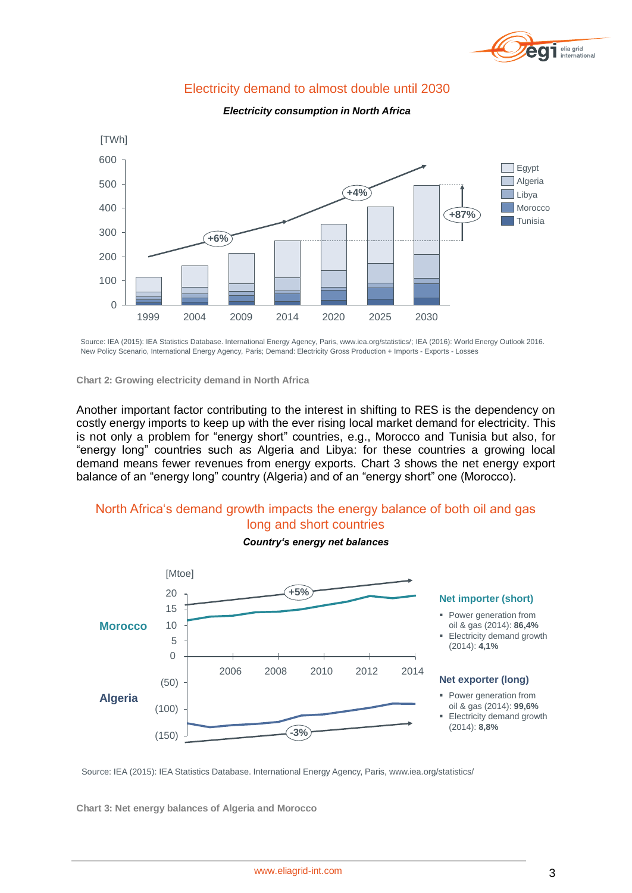## Electricity demand to almost double until 2030

*Electricity consumption in North Africa*

Source: IEA (2015): IEA Statistics Database. International Energy Agency, Paris, www.iea.org/statistics/; IEA (2016): World Energy Outlook 2016. New Policy Scenario, International Energy Agency, Paris; Demand: Electricity Gross Production + Imports - Exports - Losses

**Chart 2: Growing electricity demand in North Africa**

Another important factor contributing to the interest in shifting to RES is the dependency on costly energy imports to keep up with the ever rising local market demand for electricity. This is not only a problem for "energy short" countries, e.g., Morocco and Tunisia but also, for "energy long" countries such as Algeria and Libya: for these countries a growing local demand means fewer revenues from energy exports. Chart 3 shows the net energy export balance of an "energy long" country (Algeria) and of an "energy short" one (Morocco).

## North Africa's demand growth impacts the energy balance of both oil and gas long and short countries

*Country's energy net balances*

**Net importer (short)** – Morocco

- Power generation from oil & gas (2014): **86,4%**
- Electricity demand growth (2014): **4,1%**

**Net exporter (long)** – Algeria

- Power generation from oil & gas (2014): **99,6%**
- Electricity demand growth (2014): **8,8%**

Source: IEA (2015): IEA Statistics Database. International Energy Agency, Paris, www.iea.org/statistics/

**Chart 3: Net energy balances of Algeria and Morocco**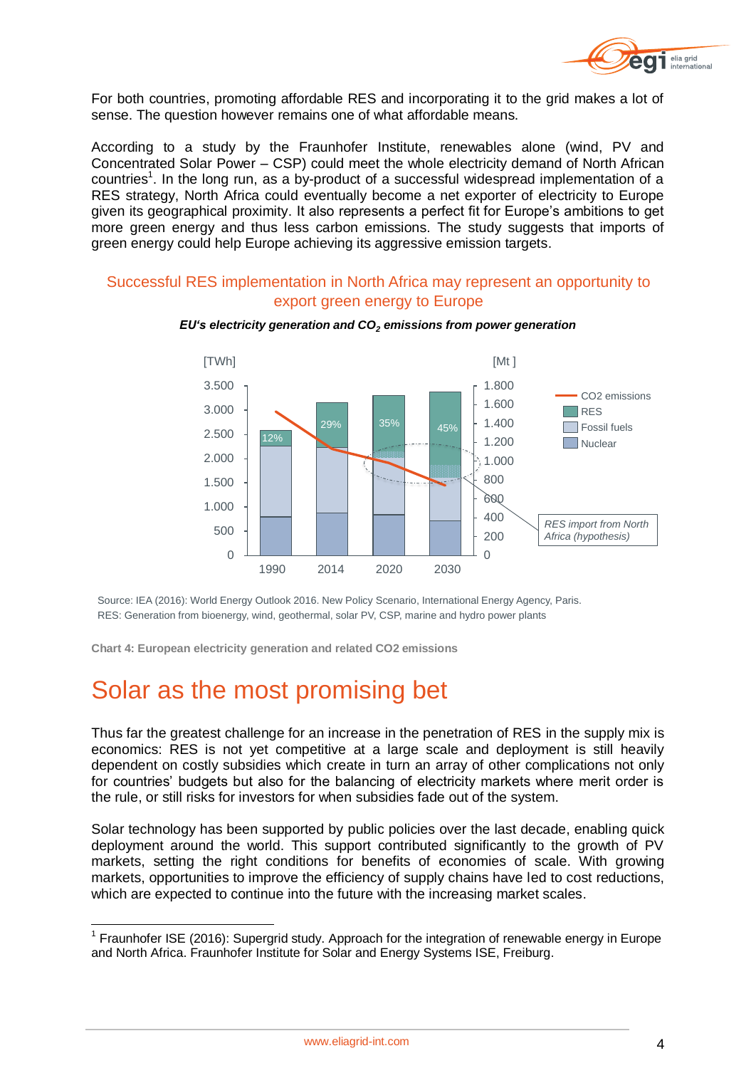For both countries, promoting affordable RES and incorporating it to the grid makes a lot of sense. The question however remains one of what affordable means.

According to a study by the Fraunhofer Institute, renewables alone (wind, PV and Concentrated Solar Power – CSP) could meet the whole electricity demand of North African countries[1]. In the long run, as a by-product of a successful widespread implementation of a RES strategy, North Africa could eventually become a net exporter of electricity to Europe given its geographical proximity. It also represents a perfect fit for Europe's ambitions to get more green energy and thus less carbon emissions. The study suggests that imports of green energy could help Europe achieving its aggressive emission targets.

### Successful RES implementation in North Africa may represent an opportunity to export green energy to Europe

***EU's electricity generation and $CO_2$ emissions from power generation***

| Year | RES share |
|---|---|
| 1990 | 12% |
| 2014 | 29% |
| 2020 | 35% |
| 2030 | 45% |

Axes: [TWh] (0–3.500), [Mt] (0–1.800). Legend: CO2 emissions, RES, Fossil fuels, Nuclear. Annotation: *RES import from North Africa (hypothesis)*

Source: IEA (2016): World Energy Outlook 2016. New Policy Scenario, International Energy Agency, Paris.
RES: Generation from bioenergy, wind, geothermal, solar PV, CSP, marine and hydro power plants

**Chart 4: European electricity generation and related CO2 emissions**

# Solar as the most promising bet

Thus far the greatest challenge for an increase in the penetration of RES in the supply mix is economics: RES is not yet competitive at a large scale and deployment is still heavily dependent on costly subsidies which create in turn an array of other complications not only for countries' budgets but also for the balancing of electricity markets where merit order is the rule, or still risks for investors for when subsidies fade out of the system.

Solar technology has been supported by public policies over the last decade, enabling quick deployment around the world. This support contributed significantly to the growth of PV markets, setting the right conditions for benefits of economies of scale. With growing markets, opportunities to improve the efficiency of supply chains have led to cost reductions, which are expected to continue into the future with the increasing market scales.

[1] Fraunhofer ISE (2016): Supergrid study. Approach for the integration of renewable energy in Europe and North Africa. Fraunhofer Institute for Solar and Energy Systems ISE, Freiburg.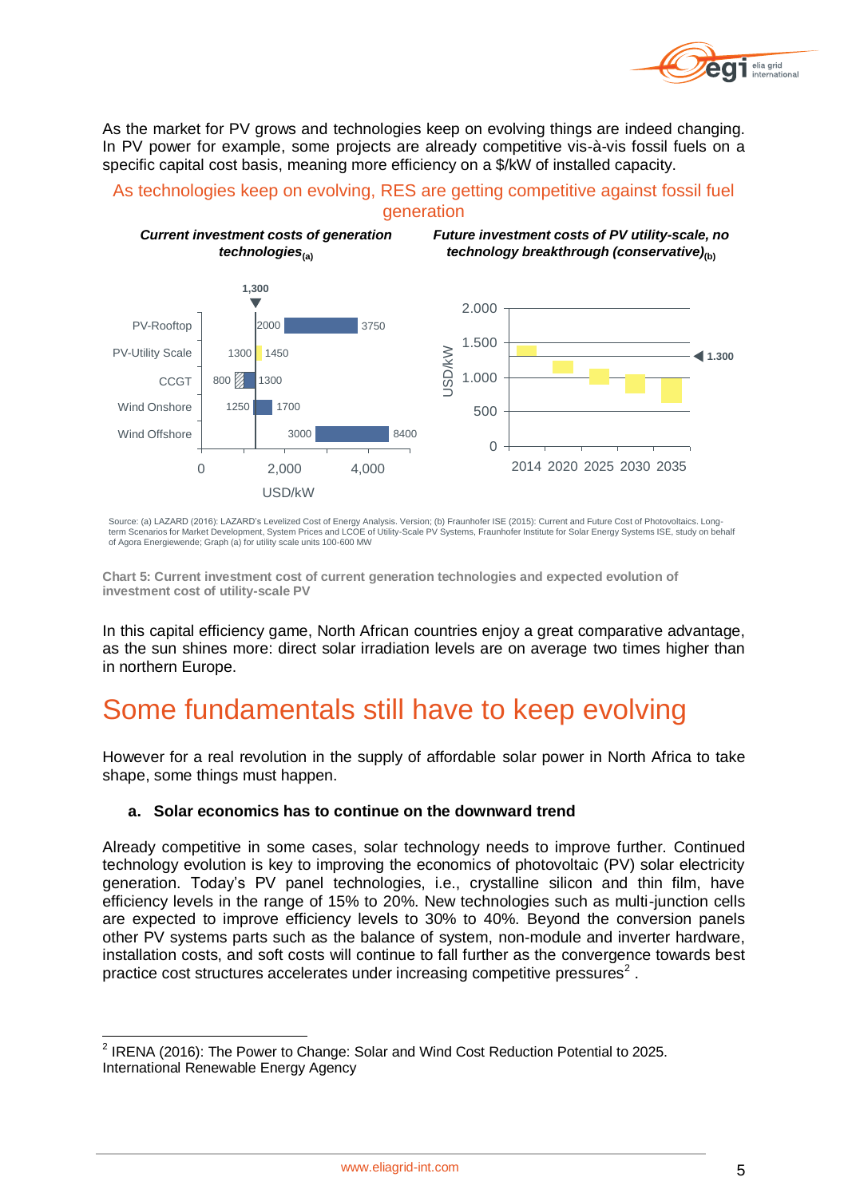As the market for PV grows and technologies keep on evolving things are indeed changing. In PV power for example, some projects are already competitive vis-à-vis fossil fuels on a specific capital cost basis, meaning more efficiency on a $/kW of installed capacity.

As technologies keep on evolving, RES are getting competitive against fossil fuel generation

*Current investment costs of generation technologies(a)*

| Technology | Low (USD/kW) | High (USD/kW) |
| --- | --- | --- |
| PV-Rooftop | 2000 | 3750 |
| PV-Utility Scale | 1300 | 1450 |
| CCGT | 800 | 1300 |
| Wind Onshore | 1250 | 1700 |
| Wind Offshore | 3000 | 8400 |

*Future investment costs of PV utility-scale, no technology breakthrough (conservative)(b)*

Years: 2014, 2020, 2025, 2030, 2035 (USD/kW; reference line at 1.300)

Source: (a) LAZARD (2016): LAZARD's Levelized Cost of Energy Analysis. Version; (b) Fraunhofer ISE (2015): Current and Future Cost of Photovoltaics. Long-term Scenarios for Market Development, System Prices and LCOE of Utility-Scale PV Systems, Fraunhofer Institute for Solar Energy Systems ISE, study on behalf of Agora Energiewende; Graph (a) for utility scale units 100-600 MW

**Chart 5: Current investment cost of current generation technologies and expected evolution of investment cost of utility-scale PV**

In this capital efficiency game, North African countries enjoy a great comparative advantage, as the sun shines more: direct solar irradiation levels are on average two times higher than in northern Europe.

# Some fundamentals still have to keep evolving

However for a real revolution in the supply of affordable solar power in North Africa to take shape, some things must happen.

**a. Solar economics has to continue on the downward trend**

Already competitive in some cases, solar technology needs to improve further. Continued technology evolution is key to improving the economics of photovoltaic (PV) solar electricity generation. Today's PV panel technologies, i.e., crystalline silicon and thin film, have efficiency levels in the range of 15% to 20%. New technologies such as multi-junction cells are expected to improve efficiency levels to 30% to 40%. Beyond the conversion panels other PV systems parts such as the balance of system, non-module and inverter hardware, installation costs, and soft costs will continue to fall further as the convergence towards best practice cost structures accelerates under increasing competitive pressures[2] .

[2] IRENA (2016): The Power to Change: Solar and Wind Cost Reduction Potential to 2025. International Renewable Energy Agency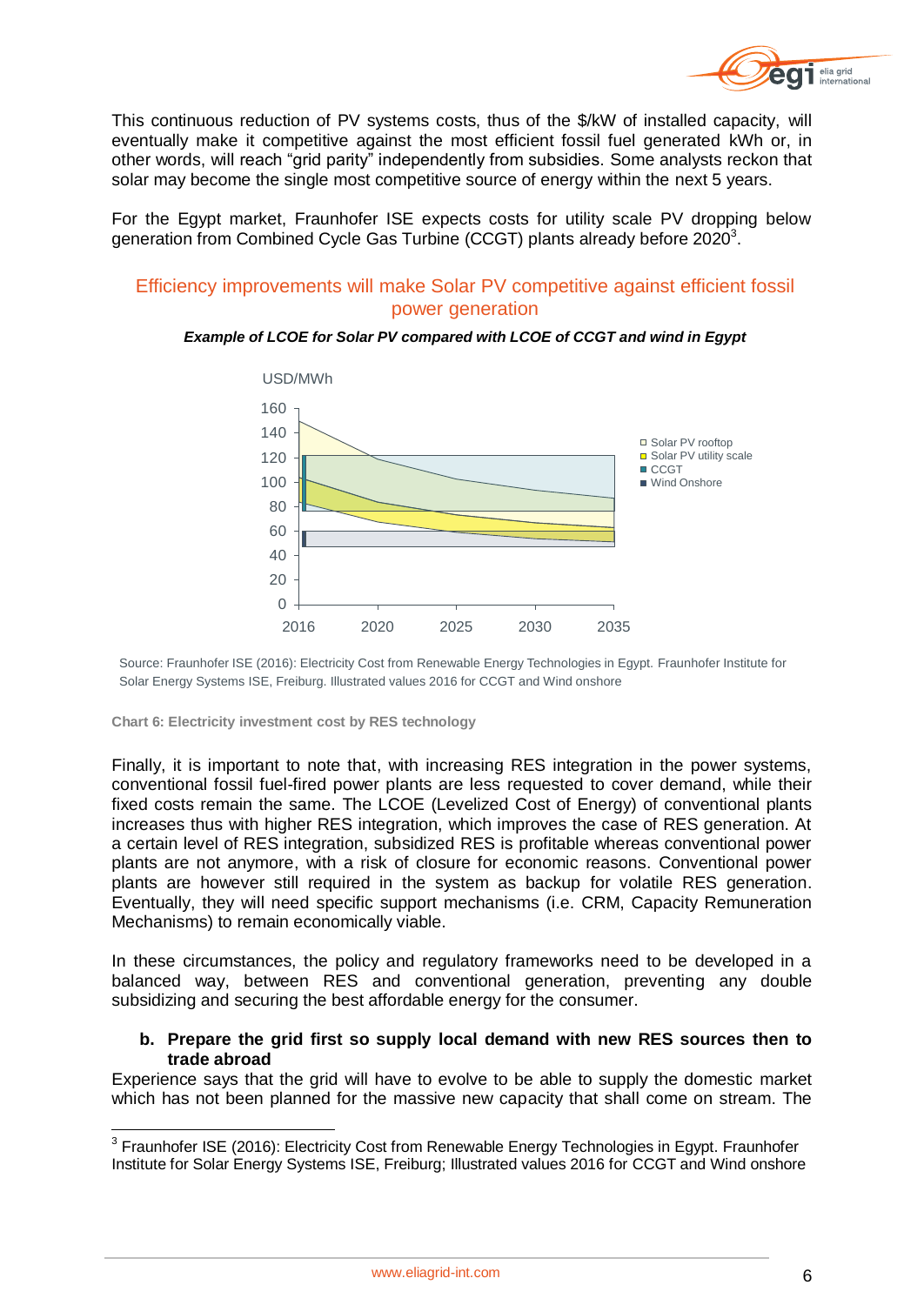This continuous reduction of PV systems costs, thus of the $/kW of installed capacity, will eventually make it competitive against the most efficient fossil fuel generated kWh or, in other words, will reach "grid parity" independently from subsidies. Some analysts reckon that solar may become the single most competitive source of energy within the next 5 years.

For the Egypt market, Fraunhofer ISE expects costs for utility scale PV dropping below generation from Combined Cycle Gas Turbine (CCGT) plants already before 2020[3].

## Efficiency improvements will make Solar PV competitive against efficient fossil power generation

***Example of LCOE for Solar PV compared with LCOE of CCGT and wind in Egypt***

Source: Fraunhofer ISE (2016): Electricity Cost from Renewable Energy Technologies in Egypt. Fraunhofer Institute for Solar Energy Systems ISE, Freiburg. Illustrated values 2016 for CCGT and Wind onshore

**Chart 6: Electricity investment cost by RES technology**

Finally, it is important to note that, with increasing RES integration in the power systems, conventional fossil fuel-fired power plants are less requested to cover demand, while their fixed costs remain the same. The LCOE (Levelized Cost of Energy) of conventional plants increases thus with higher RES integration, which improves the case of RES generation. At a certain level of RES integration, subsidized RES is profitable whereas conventional power plants are not anymore, with a risk of closure for economic reasons. Conventional power plants are however still required in the system as backup for volatile RES generation. Eventually, they will need specific support mechanisms (i.e. CRM, Capacity Remuneration Mechanisms) to remain economically viable.

In these circumstances, the policy and regulatory frameworks need to be developed in a balanced way, between RES and conventional generation, preventing any double subsidizing and securing the best affordable energy for the consumer.

### b. Prepare the grid first so supply local demand with new RES sources then to trade abroad

Experience says that the grid will have to evolve to be able to supply the domestic market which has not been planned for the massive new capacity that shall come on stream. The

[3] Fraunhofer ISE (2016): Electricity Cost from Renewable Energy Technologies in Egypt. Fraunhofer Institute for Solar Energy Systems ISE, Freiburg; Illustrated values 2016 for CCGT and Wind onshore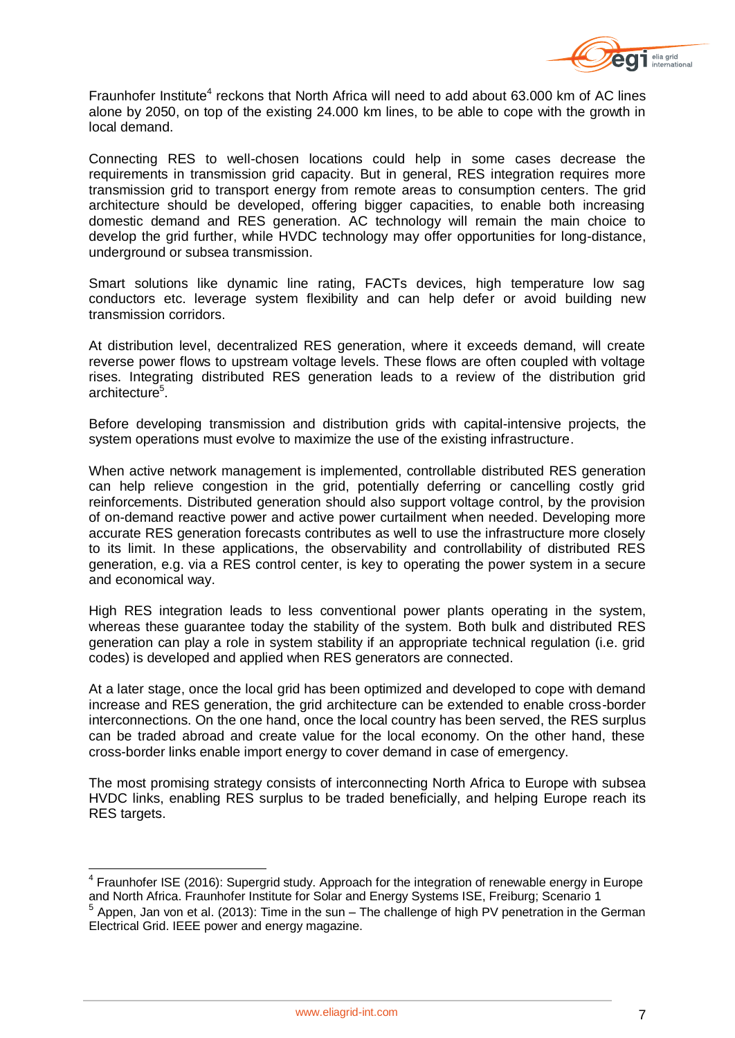Fraunhofer Institute[4] reckons that North Africa will need to add about 63.000 km of AC lines alone by 2050, on top of the existing 24.000 km lines, to be able to cope with the growth in local demand.

Connecting RES to well-chosen locations could help in some cases decrease the requirements in transmission grid capacity. But in general, RES integration requires more transmission grid to transport energy from remote areas to consumption centers. The grid architecture should be developed, offering bigger capacities, to enable both increasing domestic demand and RES generation. AC technology will remain the main choice to develop the grid further, while HVDC technology may offer opportunities for long-distance, underground or subsea transmission.

Smart solutions like dynamic line rating, FACTs devices, high temperature low sag conductors etc. leverage system flexibility and can help defer or avoid building new transmission corridors.

At distribution level, decentralized RES generation, where it exceeds demand, will create reverse power flows to upstream voltage levels. These flows are often coupled with voltage rises. Integrating distributed RES generation leads to a review of the distribution grid architecture[5].

Before developing transmission and distribution grids with capital-intensive projects, the system operations must evolve to maximize the use of the existing infrastructure.

When active network management is implemented, controllable distributed RES generation can help relieve congestion in the grid, potentially deferring or cancelling costly grid reinforcements. Distributed generation should also support voltage control, by the provision of on-demand reactive power and active power curtailment when needed. Developing more accurate RES generation forecasts contributes as well to use the infrastructure more closely to its limit. In these applications, the observability and controllability of distributed RES generation, e.g. via a RES control center, is key to operating the power system in a secure and economical way.

High RES integration leads to less conventional power plants operating in the system, whereas these guarantee today the stability of the system. Both bulk and distributed RES generation can play a role in system stability if an appropriate technical regulation (i.e. grid codes) is developed and applied when RES generators are connected.

At a later stage, once the local grid has been optimized and developed to cope with demand increase and RES generation, the grid architecture can be extended to enable cross-border interconnections. On the one hand, once the local country has been served, the RES surplus can be traded abroad and create value for the local economy. On the other hand, these cross-border links enable import energy to cover demand in case of emergency.

The most promising strategy consists of interconnecting North Africa to Europe with subsea HVDC links, enabling RES surplus to be traded beneficially, and helping Europe reach its RES targets.

---

[4] Fraunhofer ISE (2016): Supergrid study. Approach for the integration of renewable energy in Europe and North Africa. Fraunhofer Institute for Solar and Energy Systems ISE, Freiburg; Scenario 1

[5] Appen, Jan von et al. (2013): Time in the sun – The challenge of high PV penetration in the German Electrical Grid. IEEE power and energy magazine.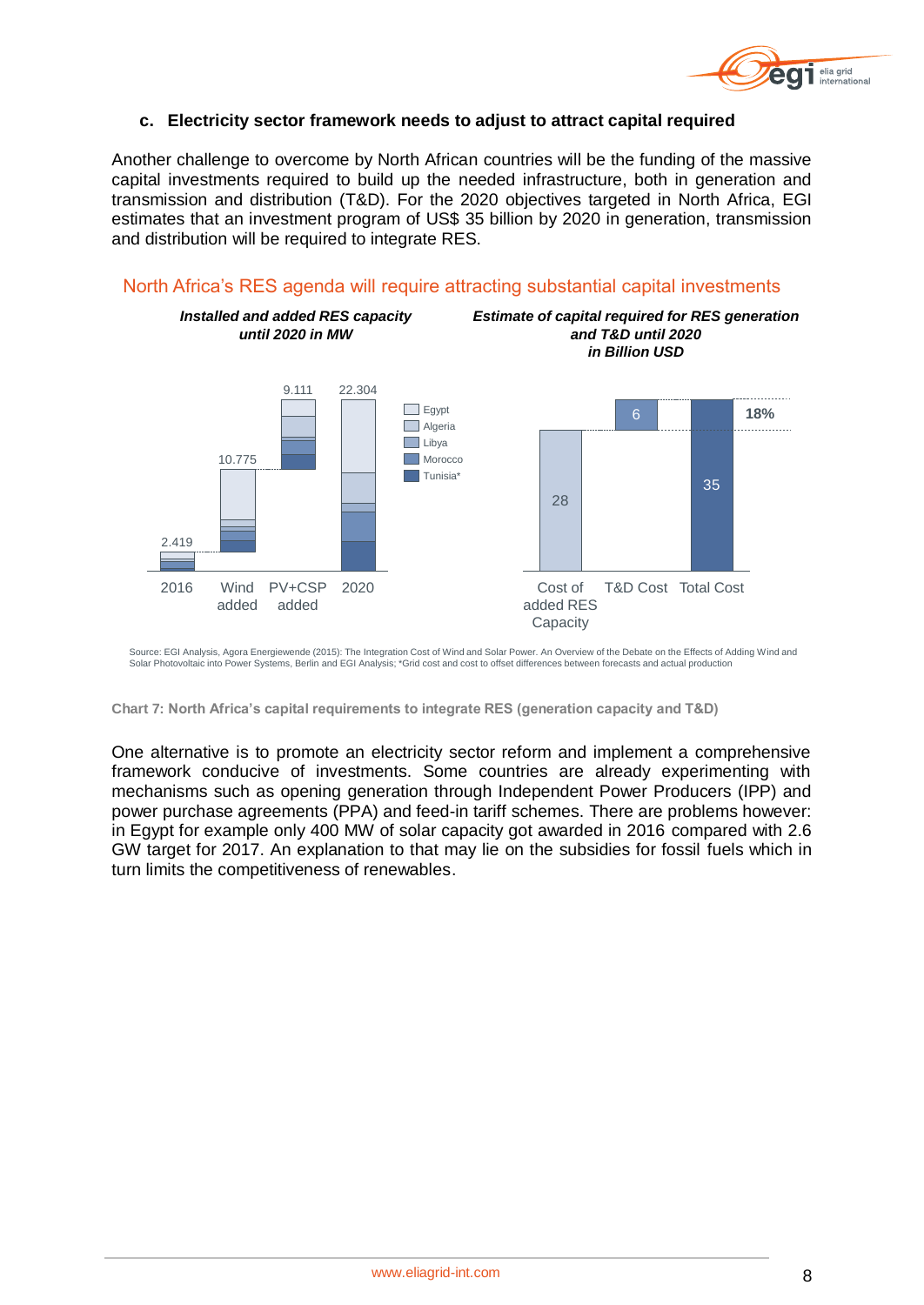### c. Electricity sector framework needs to adjust to attract capital required

Another challenge to overcome by North African countries will be the funding of the massive capital investments required to build up the needed infrastructure, both in generation and transmission and distribution (T&D). For the 2020 objectives targeted in North Africa, EGI estimates that an investment program of US$ 35 billion by 2020 in generation, transmission and distribution will be required to integrate RES.

North Africa's RES agenda will require attracting substantial capital investments

*Installed and added RES capacity until 2020 in MW*

| | 2016 | Wind added | PV+CSP added | 2020 |
|---|---|---|---|---|
| Total | 2.419 | 10.775 | 9.111 | 22.304 |

Legend: Egypt, Algeria, Libya, Morocco, Tunisia*

*Estimate of capital required for RES generation and T&D until 2020 in Billion USD*

| Cost of added RES Capacity | T&D Cost | Total Cost |
|---|---|---|
| 28 | 6 | 35 |

T&D Cost share of total: 18%

Source: EGI Analysis, Agora Energiewende (2015): The Integration Cost of Wind and Solar Power. An Overview of the Debate on the Effects of Adding Wind and Solar Photovoltaic into Power Systems, Berlin and EGI Analysis; *Grid cost and cost to offset differences between forecasts and actual production

**Chart 7: North Africa's capital requirements to integrate RES (generation capacity and T&D)**

One alternative is to promote an electricity sector reform and implement a comprehensive framework conducive of investments. Some countries are already experimenting with mechanisms such as opening generation through Independent Power Producers (IPP) and power purchase agreements (PPA) and feed-in tariff schemes. There are problems however: in Egypt for example only 400 MW of solar capacity got awarded in 2016 compared with 2.6 GW target for 2017. An explanation to that may lie on the subsidies for fossil fuels which in turn limits the competitiveness of renewables.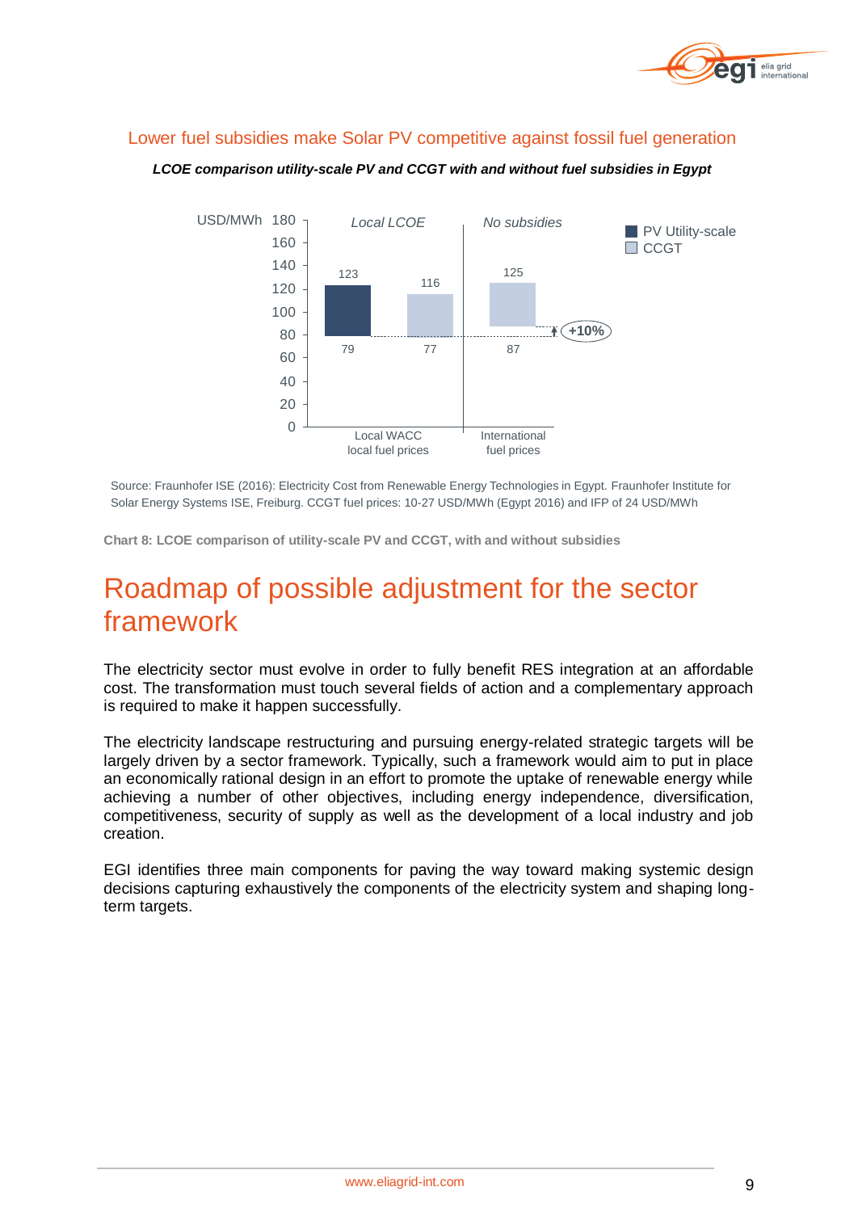Lower fuel subsidies make Solar PV competitive against fossil fuel generation

***LCOE comparison utility-scale PV and CCGT with and without fuel subsidies in Egypt***

| USD/MWh | Local LCOE | | No subsidies |
|---|---|---|---|
| | PV Utility-scale | CCGT | CCGT |
| Upper | 123 | 116 | 125 |
| Lower | 79 | 77 | 87 |
| | Local WACC local fuel prices | | International fuel prices |

+10%

Source: Fraunhofer ISE (2016): Electricity Cost from Renewable Energy Technologies in Egypt. Fraunhofer Institute for Solar Energy Systems ISE, Freiburg. CCGT fuel prices: 10-27 USD/MWh (Egypt 2016) and IFP of 24 USD/MWh

**Chart 8: LCOE comparison of utility-scale PV and CCGT, with and without subsidies**

# Roadmap of possible adjustment for the sector framework

The electricity sector must evolve in order to fully benefit RES integration at an affordable cost. The transformation must touch several fields of action and a complementary approach is required to make it happen successfully.

The electricity landscape restructuring and pursuing energy-related strategic targets will be largely driven by a sector framework. Typically, such a framework would aim to put in place an economically rational design in an effort to promote the uptake of renewable energy while achieving a number of other objectives, including energy independence, diversification, competitiveness, security of supply as well as the development of a local industry and job creation.

EGI identifies three main components for paving the way toward making systemic design decisions capturing exhaustively the components of the electricity system and shaping long-term targets.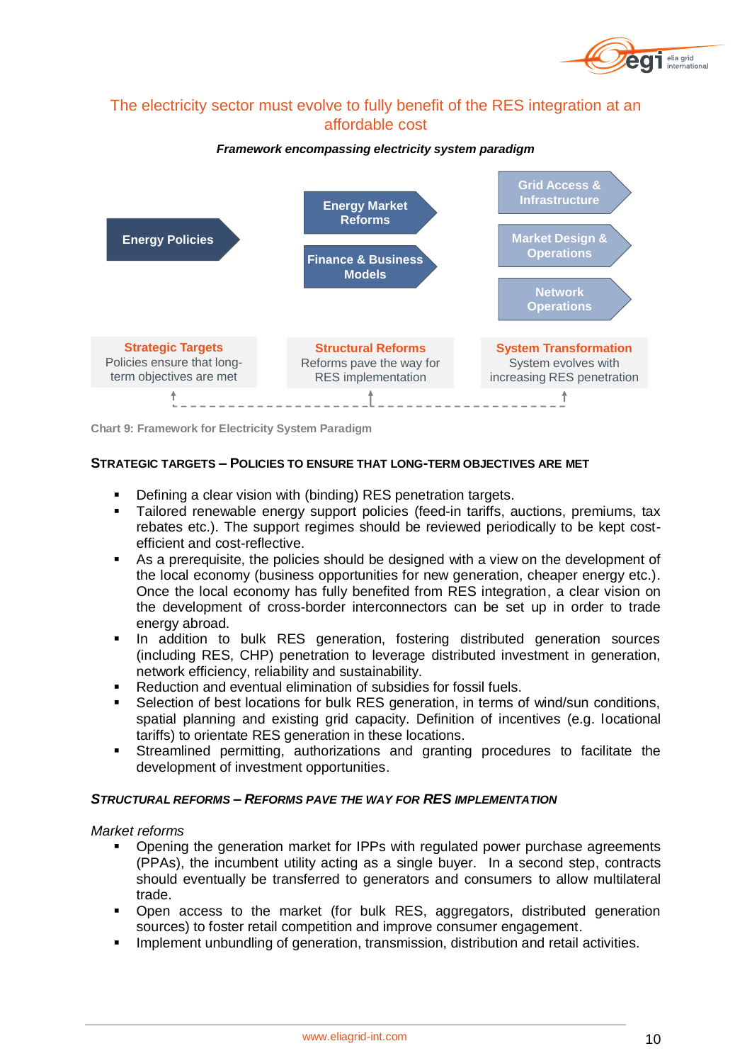## The electricity sector must evolve to fully benefit of the RES integration at an affordable cost

***Framework encompassing electricity system paradigm***

| Strategic Targets | Structural Reforms | System Transformation |
|---|---|---|
| Energy Policies | Energy Market Reforms | Grid Access & Infrastructure |
| | Finance & Business Models | Market Design & Operations |
| | | Network Operations |
| Policies ensure that long-term objectives are met | Reforms pave the way for RES implementation | System evolves with increasing RES penetration |

Chart 9: Framework for Electricity System Paradigm

### STRATEGIC TARGETS – POLICIES TO ENSURE THAT LONG-TERM OBJECTIVES ARE MET

- Defining a clear vision with (binding) RES penetration targets.
- Tailored renewable energy support policies (feed-in tariffs, auctions, premiums, tax rebates etc.). The support regimes should be reviewed periodically to be kept cost-efficient and cost-reflective.
- As a prerequisite, the policies should be designed with a view on the development of the local economy (business opportunities for new generation, cheaper energy etc.). Once the local economy has fully benefited from RES integration, a clear vision on the development of cross-border interconnectors can be set up in order to trade energy abroad.
- In addition to bulk RES generation, fostering distributed generation sources (including RES, CHP) penetration to leverage distributed investment in generation, network efficiency, reliability and sustainability.
- Reduction and eventual elimination of subsidies for fossil fuels.
- Selection of best locations for bulk RES generation, in terms of wind/sun conditions, spatial planning and existing grid capacity. Definition of incentives (e.g. locational tariffs) to orientate RES generation in these locations.
- Streamlined permitting, authorizations and granting procedures to facilitate the development of investment opportunities.

### *STRUCTURAL REFORMS – REFORMS PAVE THE WAY FOR RES IMPLEMENTATION*

*Market reforms*

- Opening the generation market for IPPs with regulated power purchase agreements (PPAs), the incumbent utility acting as a single buyer. In a second step, contracts should eventually be transferred to generators and consumers to allow multilateral trade.
- Open access to the market (for bulk RES, aggregators, distributed generation sources) to foster retail competition and improve consumer engagement.
- Implement unbundling of generation, transmission, distribution and retail activities.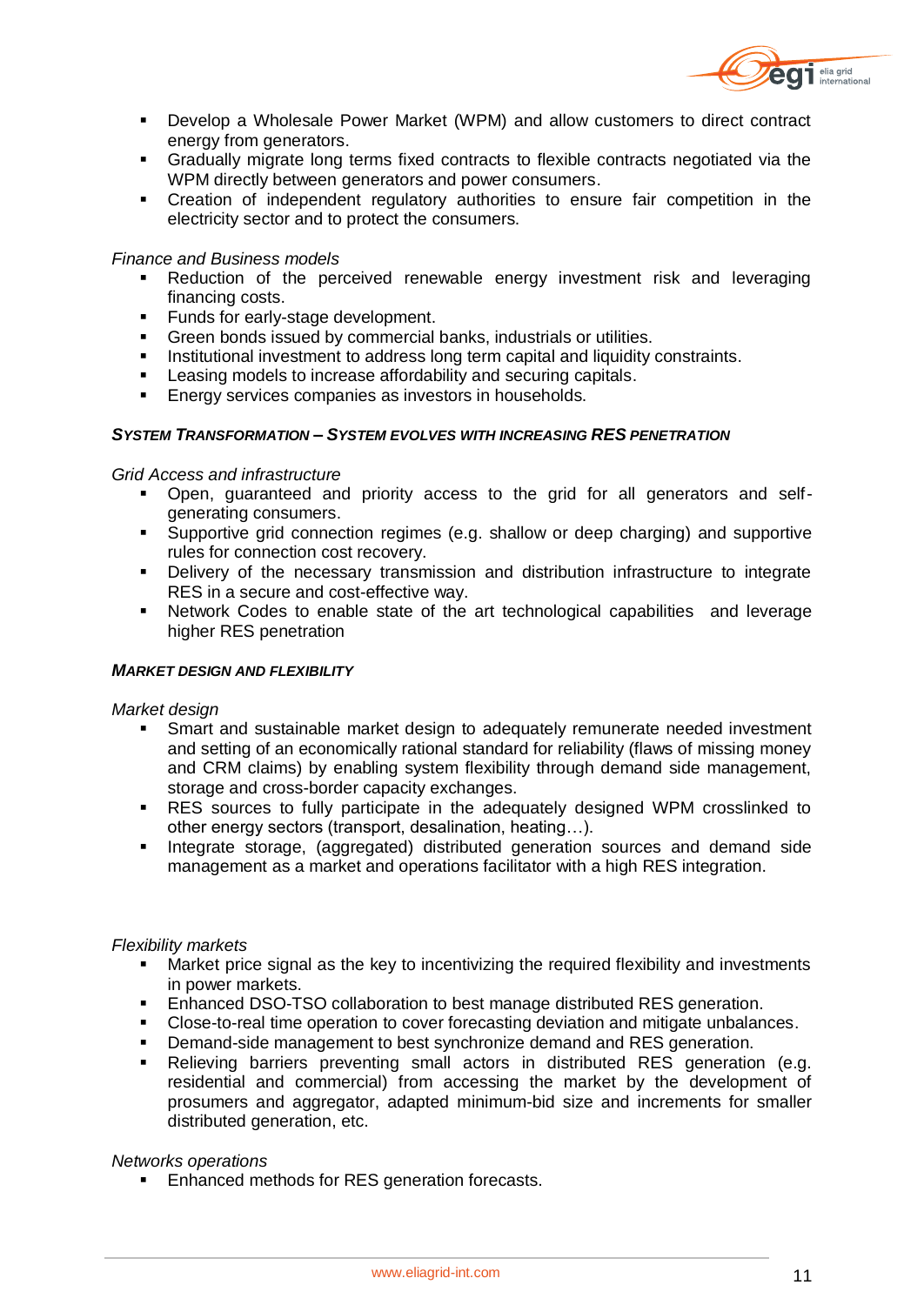- Develop a Wholesale Power Market (WPM) and allow customers to direct contract energy from generators.
- Gradually migrate long terms fixed contracts to flexible contracts negotiated via the WPM directly between generators and power consumers.
- Creation of independent regulatory authorities to ensure fair competition in the electricity sector and to protect the consumers.

*Finance and Business models*

- Reduction of the perceived renewable energy investment risk and leveraging financing costs.
- Funds for early-stage development.
- Green bonds issued by commercial banks, industrials or utilities.
- Institutional investment to address long term capital and liquidity constraints.
- Leasing models to increase affordability and securing capitals.
- Energy services companies as investors in households.

***SYSTEM TRANSFORMATION – SYSTEM EVOLVES WITH INCREASING RES PENETRATION***

*Grid Access and infrastructure*

- Open, guaranteed and priority access to the grid for all generators and self-generating consumers.
- Supportive grid connection regimes (e.g. shallow or deep charging) and supportive rules for connection cost recovery.
- Delivery of the necessary transmission and distribution infrastructure to integrate RES in a secure and cost-effective way.
- Network Codes to enable state of the art technological capabilities and leverage higher RES penetration

***MARKET DESIGN AND FLEXIBILITY***

*Market design*

- Smart and sustainable market design to adequately remunerate needed investment and setting of an economically rational standard for reliability (flaws of missing money and CRM claims) by enabling system flexibility through demand side management, storage and cross-border capacity exchanges.
- RES sources to fully participate in the adequately designed WPM crosslinked to other energy sectors (transport, desalination, heating…).
- Integrate storage, (aggregated) distributed generation sources and demand side management as a market and operations facilitator with a high RES integration.

*Flexibility markets*

- Market price signal as the key to incentivizing the required flexibility and investments in power markets.
- Enhanced DSO-TSO collaboration to best manage distributed RES generation.
- Close-to-real time operation to cover forecasting deviation and mitigate unbalances.
- Demand-side management to best synchronize demand and RES generation.
- Relieving barriers preventing small actors in distributed RES generation (e.g. residential and commercial) from accessing the market by the development of prosumers and aggregator, adapted minimum-bid size and increments for smaller distributed generation, etc.

*Networks operations*

- Enhanced methods for RES generation forecasts.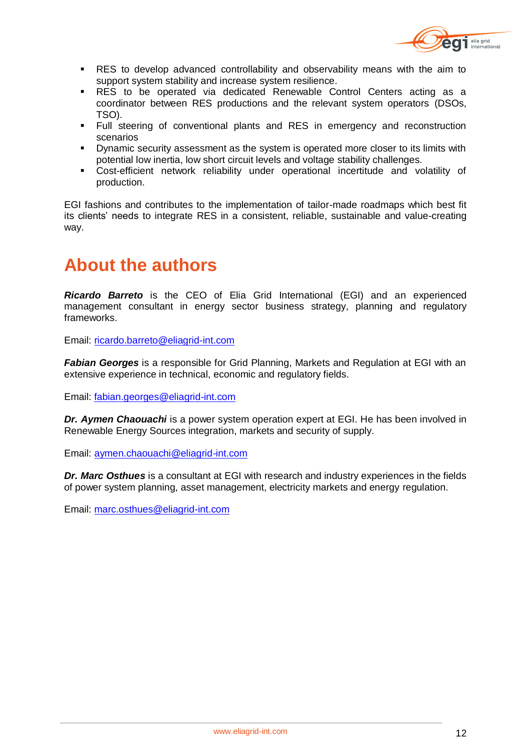- RES to develop advanced controllability and observability means with the aim to support system stability and increase system resilience.
- RES to be operated via dedicated Renewable Control Centers acting as a coordinator between RES productions and the relevant system operators (DSOs, TSO).
- Full steering of conventional plants and RES in emergency and reconstruction scenarios
- Dynamic security assessment as the system is operated more closer to its limits with potential low inertia, low short circuit levels and voltage stability challenges.
- Cost-efficient network reliability under operational incertitude and volatility of production.

EGI fashions and contributes to the implementation of tailor-made roadmaps which best fit its clients' needs to integrate RES in a consistent, reliable, sustainable and value-creating way.

# About the authors

***Ricardo Barreto*** is the CEO of Elia Grid International (EGI) and an experienced management consultant in energy sector business strategy, planning and regulatory frameworks.

Email: ricardo.barreto@eliagrid-int.com

***Fabian Georges*** is a responsible for Grid Planning, Markets and Regulation at EGI with an extensive experience in technical, economic and regulatory fields.

Email: fabian.georges@eliagrid-int.com

***Dr. Aymen Chaouachi*** is a power system operation expert at EGI. He has been involved in Renewable Energy Sources integration, markets and security of supply.

Email: aymen.chaouachi@eliagrid-int.com

***Dr. Marc Osthues*** is a consultant at EGI with research and industry experiences in the fields of power system planning, asset management, electricity markets and energy regulation.

Email: marc.osthues@eliagrid-int.com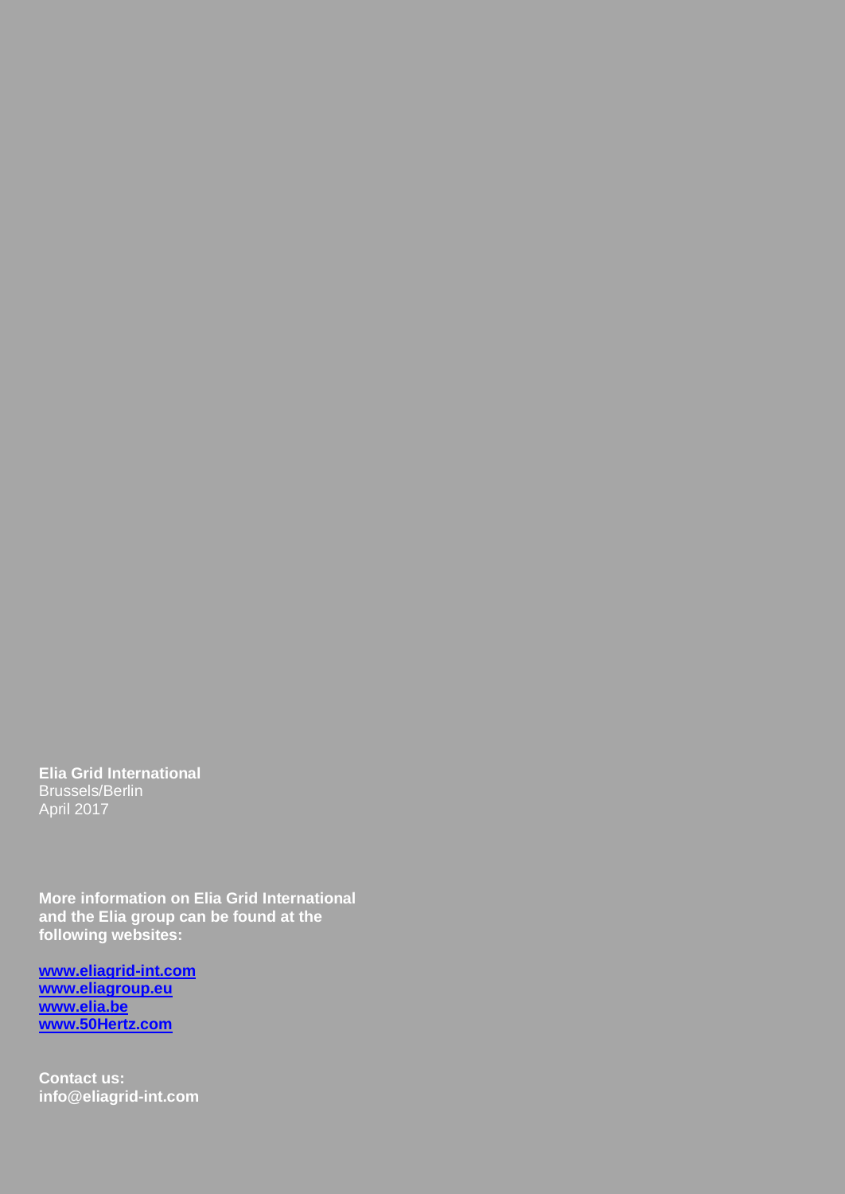**Elia Grid International**
Brussels/Berlin
April 2017

**More information on Elia Grid International and the Elia group can be found at the following websites:**

**www.eliagrid-int.com**
**www.eliagroup.eu**
**www.elia.be**
**www.50Hertz.com**

**Contact us:**
**info@eliagrid-int.com**